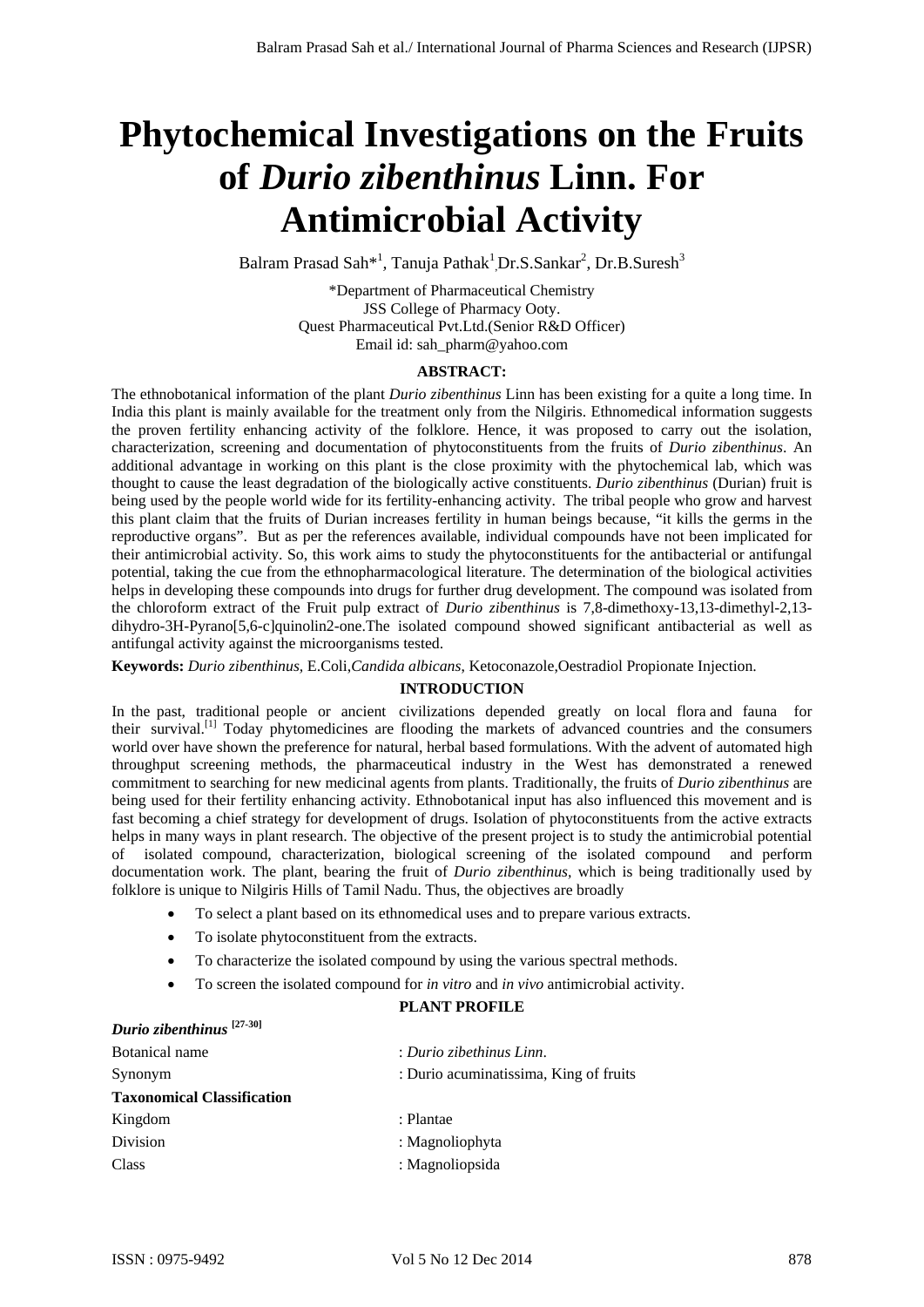# Phytochemical Investigations on the Fruits of *Durio zibenthinus* Linn. For Antimicrobial Activity

Balram Prasad Sah*[1], Tanuja Pathak[1], Dr.S.Sankar[2], Dr.B.Suresh[3]

*Department of Pharmaceutical Chemistry
JSS College of Pharmacy Ooty.
Quest Pharmaceutical Pvt.Ltd.(Senior R&D Officer)
Email id: sah_pharm@yahoo.com

## ABSTRACT:

The ethnobotanical information of the plant *Durio zibenthinus* Linn has been existing for a quite a long time. In India this plant is mainly available for the treatment only from the Nilgiris. Ethnomedical information suggests the proven fertility enhancing activity of the folklore. Hence, it was proposed to carry out the isolation, characterization, screening and documentation of phytoconstituents from the fruits of *Durio zibenthinus*. An additional advantage in working on this plant is the close proximity with the phytochemical lab, which was thought to cause the least degradation of the biologically active constituents. *Durio zibenthinus* (Durian) fruit is being used by the people world wide for its fertility-enhancing activity. The tribal people who grow and harvest this plant claim that the fruits of Durian increases fertility in human beings because, "it kills the germs in the reproductive organs". But as per the references available, individual compounds have not been implicated for their antimicrobial activity. So, this work aims to study the phytoconstituents for the antibacterial or antifungal potential, taking the cue from the ethnopharmacological literature. The determination of the biological activities helps in developing these compounds into drugs for further drug development. The compound was isolated from the chloroform extract of the Fruit pulp extract of *Durio zibenthinus* is 7,8-dimethoxy-13,13-dimethyl-2,13-dihydro-3H-Pyrano[5,6-c]quinolin2-one.The isolated compound showed significant antibacterial as well as antifungal activity against the microorganisms tested.

**Keywords:** *Durio zibenthinus*, E.Coli,*Candida albicans*, Ketoconazole,Oestradiol Propionate Injection.

## INTRODUCTION

In the past, traditional people or ancient civilizations depended greatly on local flora and fauna for their survival.[1] Today phytomedicines are flooding the markets of advanced countries and the consumers world over have shown the preference for natural, herbal based formulations. With the advent of automated high throughput screening methods, the pharmaceutical industry in the West has demonstrated a renewed commitment to searching for new medicinal agents from plants. Traditionally, the fruits of *Durio zibenthinus* are being used for their fertility enhancing activity. Ethnobotanical input has also influenced this movement and is fast becoming a chief strategy for development of drugs. Isolation of phytoconstituents from the active extracts helps in many ways in plant research. The objective of the present project is to study the antimicrobial potential of isolated compound, characterization, biological screening of the isolated compound and perform documentation work. The plant, bearing the fruit of *Durio zibenthinus,* which is being traditionally used by folklore is unique to Nilgiris Hills of Tamil Nadu. Thus, the objectives are broadly

- To select a plant based on its ethnomedical uses and to prepare various extracts.
- To isolate phytoconstituent from the extracts.
- To characterize the isolated compound by using the various spectral methods.
- To screen the isolated compound for *in vitro* and *in vivo* antimicrobial activity.

## PLANT PROFILE

***Durio zibenthinus* [27-30]**

| | |
|---|---|
| Botanical name | : *Durio zibethinus Linn*. |
| Synonym | : Durio acuminatissima, King of fruits |
| **Taxonomical Classification** | |
| Kingdom | : Plantae |
| Division | : Magnoliophyta |
| Class | : Magnoliopsida |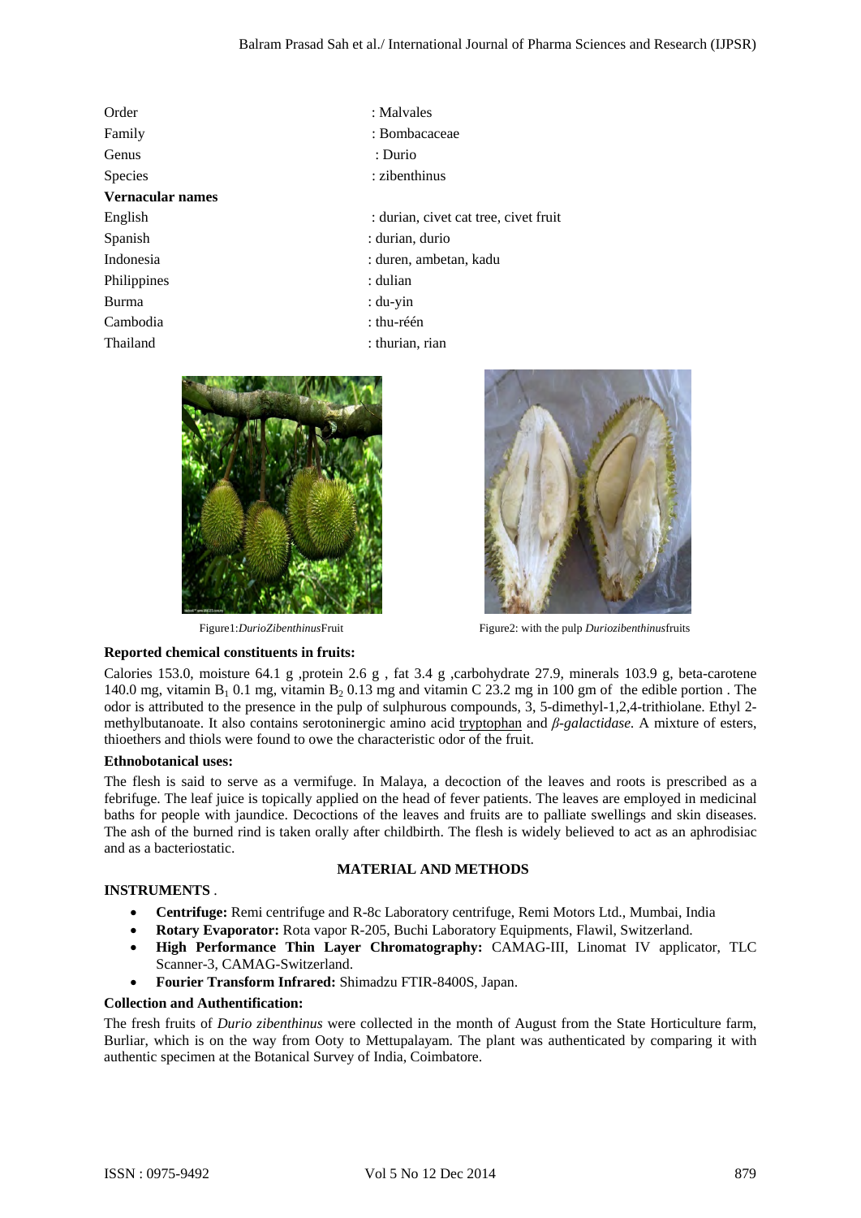| | |
|---|---|
| Order | : Malvales |
| Family | : Bombacaceae |
| Genus | : Durio |
| Species | : zibenthinus |
| **Vernacular names** | |
| English | : durian, civet cat tree, civet fruit |
| Spanish | : durian, durio |
| Indonesia | : duren, ambetan, kadu |
| Philippines | : dulian |
| Burma | : du-yin |
| Cambodia | : thu-réén |
| Thailand | : thurian, rian |

Figure1:*DurioZibenthinus*Fruit

Figure2: with the pulp *Duriozibenthinus*fruits

**Reported chemical constituents in fruits:**

Calories 153.0, moisture 64.1 g ,protein 2.6 g , fat 3.4 g ,carbohydrate 27.9, minerals 103.9 g, beta-carotene 140.0 mg, vitamin $B_1$ 0.1 mg, vitamin $B_2$ 0.13 mg and vitamin C 23.2 mg in 100 gm of the edible portion . The odor is attributed to the presence in the pulp of sulphurous compounds, 3, 5-dimethyl-1,2,4-trithiolane. Ethyl 2-methylbutanoate. It also contains serotoninergic amino acid tryptophan and *β-galactidase.* A mixture of esters, thioethers and thiols were found to owe the characteristic odor of the fruit.

**Ethnobotanical uses:**

The flesh is said to serve as a vermifuge. In Malaya, a decoction of the leaves and roots is prescribed as a febrifuge. The leaf juice is topically applied on the head of fever patients. The leaves are employed in medicinal baths for people with jaundice. Decoctions of the leaves and fruits are to palliate swellings and skin diseases. The ash of the burned rind is taken orally after childbirth. The flesh is widely believed to act as an aphrodisiac and as a bacteriostatic.

## MATERIAL AND METHODS

**INSTRUMENTS** .

- **Centrifuge:** Remi centrifuge and R-8c Laboratory centrifuge, Remi Motors Ltd., Mumbai, India
- **Rotary Evaporator:** Rota vapor R-205, Buchi Laboratory Equipments, Flawil, Switzerland.
- **High Performance Thin Layer Chromatography:** CAMAG-III, Linomat IV applicator, TLC Scanner-3, CAMAG-Switzerland.
- **Fourier Transform Infrared:** Shimadzu FTIR-8400S, Japan.

**Collection and Authentification:**

The fresh fruits of *Durio zibenthinus* were collected in the month of August from the State Horticulture farm, Burliar, which is on the way from Ooty to Mettupalayam. The plant was authenticated by comparing it with authentic specimen at the Botanical Survey of India, Coimbatore.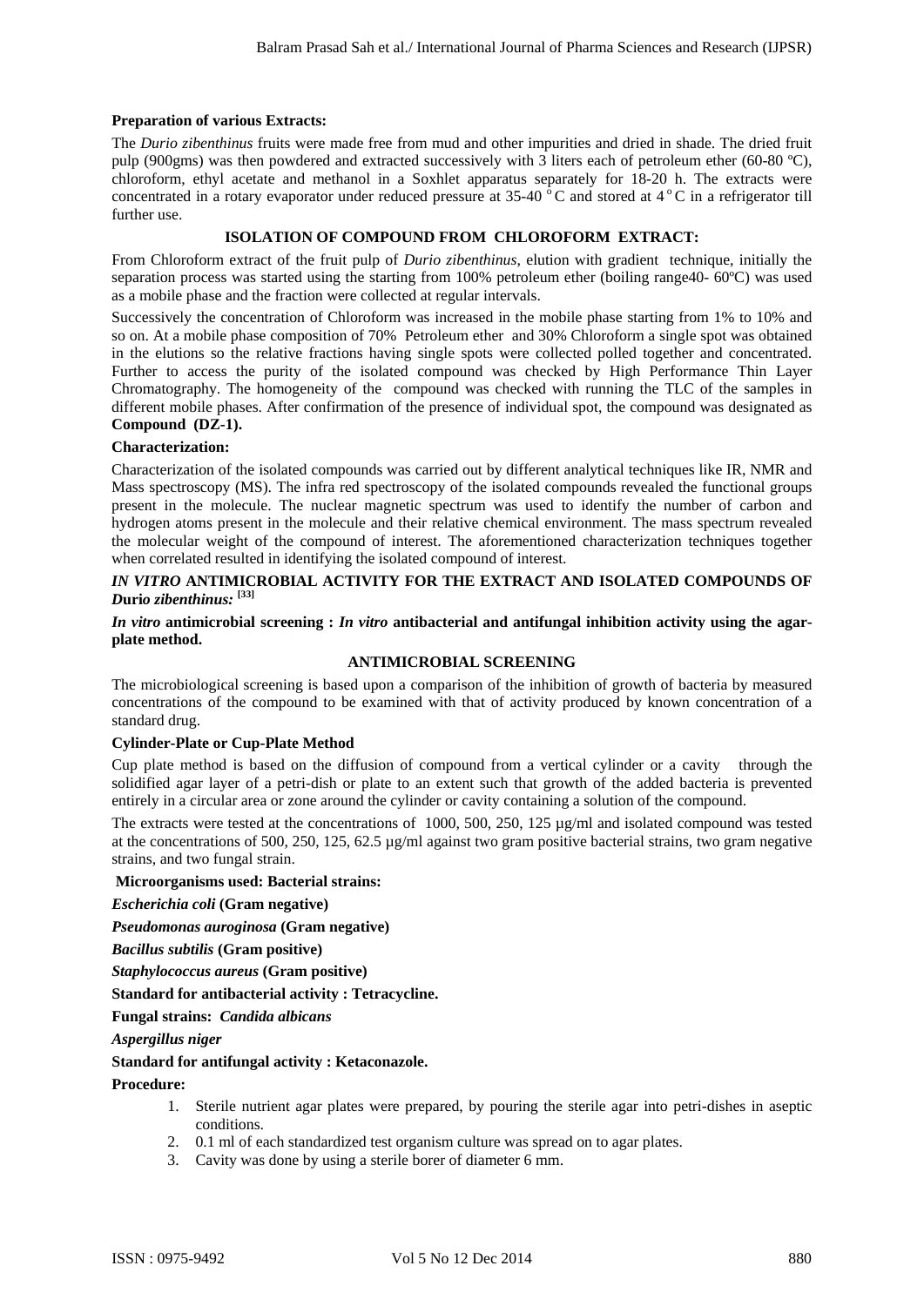**Preparation of various Extracts:**

The *Durio zibenthinus* fruits were made free from mud and other impurities and dried in shade. The dried fruit pulp (900gms) was then powdered and extracted successively with 3 liters each of petroleum ether (60-80 ºC), chloroform, ethyl acetate and methanol in a Soxhlet apparatus separately for 18-20 h. The extracts were concentrated in a rotary evaporator under reduced pressure at 35-40 $^{o}$C and stored at 4 $^{o}$C in a refrigerator till further use.

**ISOLATION OF COMPOUND FROM CHLOROFORM EXTRACT:**

From Chloroform extract of the fruit pulp of *Durio zibenthinus,* elution with gradient technique, initially the separation process was started using the starting from 100% petroleum ether (boiling range40- 60ºC) was used as a mobile phase and the fraction were collected at regular intervals.

Successively the concentration of Chloroform was increased in the mobile phase starting from 1% to 10% and so on. At a mobile phase composition of 70% Petroleum ether and 30% Chloroform a single spot was obtained in the elutions so the relative fractions having single spots were collected polled together and concentrated. Further to access the purity of the isolated compound was checked by High Performance Thin Layer Chromatography. The homogeneity of the compound was checked with running the TLC of the samples in different mobile phases. After confirmation of the presence of individual spot, the compound was designated as **Compound (DZ-1).**

**Characterization:**

Characterization of the isolated compounds was carried out by different analytical techniques like IR, NMR and Mass spectroscopy (MS). The infra red spectroscopy of the isolated compounds revealed the functional groups present in the molecule. The nuclear magnetic spectrum was used to identify the number of carbon and hydrogen atoms present in the molecule and their relative chemical environment. The mass spectrum revealed the molecular weight of the compound of interest. The aforementioned characterization techniques together when correlated resulted in identifying the isolated compound of interest.

***IN VITRO* ANTIMICROBIAL ACTIVITY FOR THE EXTRACT AND ISOLATED COMPOUNDS OF *Durio zibenthinus:* [33]**

***In vitro* antimicrobial screening : *In vitro* antibacterial and antifungal inhibition activity using the agar-plate method.**

**ANTIMICROBIAL SCREENING**

The microbiological screening is based upon a comparison of the inhibition of growth of bacteria by measured concentrations of the compound to be examined with that of activity produced by known concentration of a standard drug.

**Cylinder-Plate or Cup-Plate Method**

Cup plate method is based on the diffusion of compound from a vertical cylinder or a cavity through the solidified agar layer of a petri-dish or plate to an extent such that growth of the added bacteria is prevented entirely in a circular area or zone around the cylinder or cavity containing a solution of the compound.

The extracts were tested at the concentrations of 1000, 500, 250, 125 µg/ml and isolated compound was tested at the concentrations of 500, 250, 125, 62.5 µg/ml against two gram positive bacterial strains, two gram negative strains, and two fungal strain.

**Microorganisms used: Bacterial strains:**

***Escherichia coli* (Gram negative)**

***Pseudomonas auroginosa* (Gram negative)**

***Bacillus subtilis* (Gram positive)**

***Staphylococcus aureus* (Gram positive)**

**Standard for antibacterial activity : Tetracycline.**

**Fungal strains: *Candida albicans***

***Aspergillus niger***

**Standard for antifungal activity : Ketaconazole.**

**Procedure:**

1. Sterile nutrient agar plates were prepared, by pouring the sterile agar into petri-dishes in aseptic conditions.
2. 0.1 ml of each standardized test organism culture was spread on to agar plates.
3. Cavity was done by using a sterile borer of diameter 6 mm.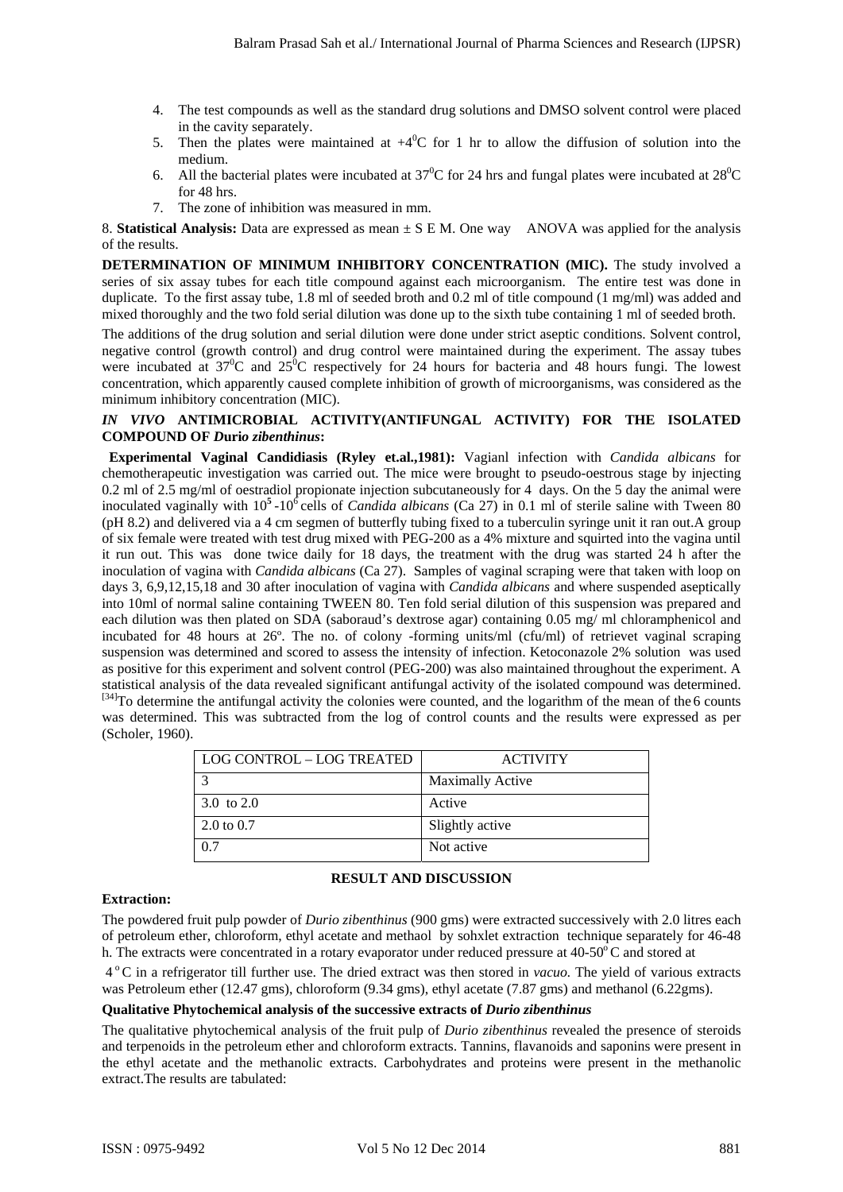4. The test compounds as well as the standard drug solutions and DMSO solvent control were placed in the cavity separately.
5. Then the plates were maintained at $+4^0$C for 1 hr to allow the diffusion of solution into the medium.
6. All the bacterial plates were incubated at $37^0$C for 24 hrs and fungal plates were incubated at $28^0$C for 48 hrs.
7. The zone of inhibition was measured in mm.

8. **Statistical Analysis:** Data are expressed as mean ± S E M. One way ANOVA was applied for the analysis of the results.

**DETERMINATION OF MINIMUM INHIBITORY CONCENTRATION (MIC).** The study involved a series of six assay tubes for each title compound against each microorganism. The entire test was done in duplicate. To the first assay tube, 1.8 ml of seeded broth and 0.2 ml of title compound (1 mg/ml) was added and mixed thoroughly and the two fold serial dilution was done up to the sixth tube containing 1 ml of seeded broth.

The additions of the drug solution and serial dilution were done under strict aseptic conditions. Solvent control, negative control (growth control) and drug control were maintained during the experiment. The assay tubes were incubated at $37^0$C and $25^0$C respectively for 24 hours for bacteria and 48 hours fungi. The lowest concentration, which apparently caused complete inhibition of growth of microorganisms, was considered as the minimum inhibitory concentration (MIC).

### *IN VIVO* ANTIMICROBIAL ACTIVITY(ANTIFUNGAL ACTIVITY) FOR THE ISOLATED COMPOUND OF *Durio zibenthinus*:

**Experimental Vaginal Candidiasis (Ryley et.al.,1981):** Vagianl infection with *Candida albicans* for chemotherapeutic investigation was carried out. The mice were brought to pseudo-oestrous stage by injecting 0.2 ml of 2.5 mg/ml of oestradiol propionate injection subcutaneously for 4 days. On the 5 day the animal were inoculated vaginally with $10^5$-$10^6$ cells of *Candida albicans* (Ca 27) in 0.1 ml of sterile saline with Tween 80 (pH 8.2) and delivered via a 4 cm segmen of butterfly tubing fixed to a tuberculin syringe unit it ran out.A group of six female were treated with test drug mixed with PEG-200 as a 4% mixture and squirted into the vagina until it run out. This was done twice daily for 18 days, the treatment with the drug was started 24 h after the inoculation of vagina with *Candida albicans* (Ca 27). Samples of vaginal scraping were that taken with loop on days 3, 6,9,12,15,18 and 30 after inoculation of vagina with *Candida albicans* and where suspended aseptically into 10ml of normal saline containing TWEEN 80. Ten fold serial dilution of this suspension was prepared and each dilution was then plated on SDA (saboraud's dextrose agar) containing 0.05 mg/ ml chloramphenicol and incubated for 48 hours at 26º. The no. of colony -forming units/ml (cfu/ml) of retrievet vaginal scraping suspension was determined and scored to assess the intensity of infection. Ketoconazole 2% solution was used as positive for this experiment and solvent control (PEG-200) was also maintained throughout the experiment. A statistical analysis of the data revealed significant antifungal activity of the isolated compound was determined.[34]To determine the antifungal activity the colonies were counted, and the logarithm of the mean of the 6 counts was determined. This was subtracted from the log of control counts and the results were expressed as per (Scholer, 1960).

| LOG CONTROL – LOG TREATED | ACTIVITY |
|---|---|
| 3 | Maximally Active |
| 3.0 to 2.0 | Active |
| 2.0 to 0.7 | Slightly active |
| 0.7 | Not active |

## RESULT AND DISCUSSION

**Extraction:**

The powdered fruit pulp powder of *Durio zibenthinus* (900 gms) were extracted successively with 2.0 litres each of petroleum ether, chloroform, ethyl acetate and methaol by sohxlet extraction technique separately for 46-48 h. The extracts were concentrated in a rotary evaporator under reduced pressure at 40-50$^o$C and stored at

4$^o$C in a refrigerator till further use. The dried extract was then stored in *vacuo.* The yield of various extracts was Petroleum ether (12.47 gms), chloroform (9.34 gms), ethyl acetate (7.87 gms) and methanol (6.22gms).

**Qualitative Phytochemical analysis of the successive extracts of *Durio zibenthinus***

The qualitative phytochemical analysis of the fruit pulp of *Durio zibenthinus* revealed the presence of steroids and terpenoids in the petroleum ether and chloroform extracts. Tannins, flavanoids and saponins were present in the ethyl acetate and the methanolic extracts. Carbohydrates and proteins were present in the methanolic extract.The results are tabulated: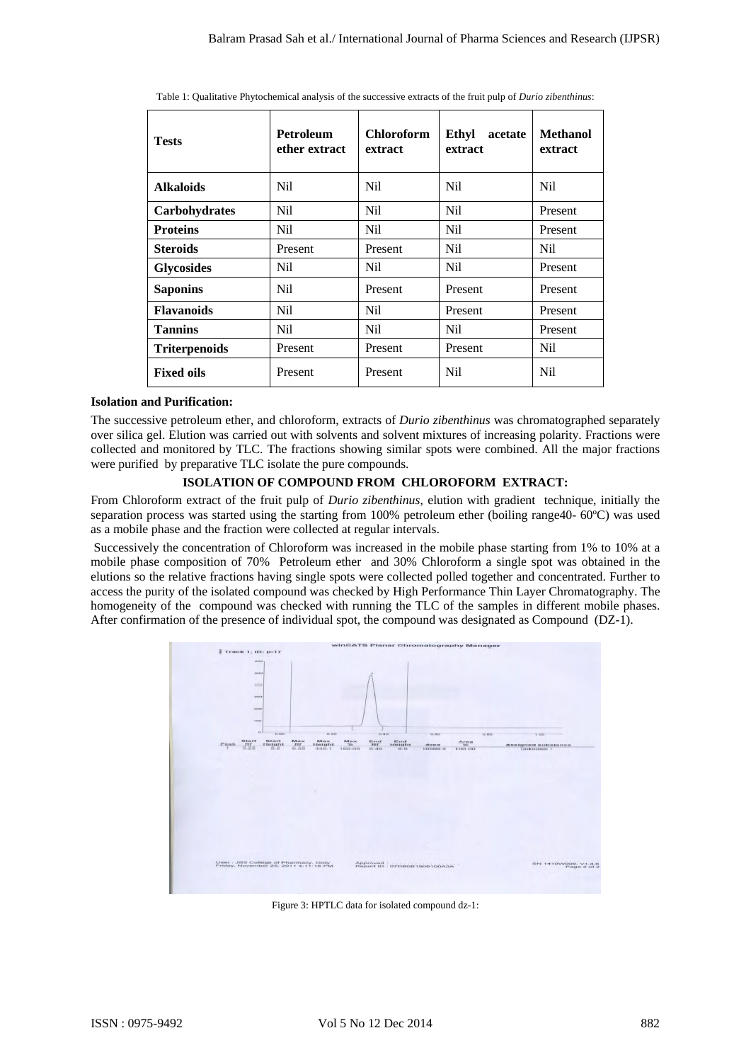Table 1: Qualitative Phytochemical analysis of the successive extracts of the fruit pulp of *Durio zibenthinus*:

| Tests | Petroleum ether extract | Chloroform extract | Ethyl acetate extract | Methanol extract |
|---|---|---|---|---|
| **Alkaloids** | Nil | Nil | Nil | Nil |
| **Carbohydrates** | Nil | Nil | Nil | Present |
| **Proteins** | Nil | Nil | Nil | Present |
| **Steroids** | Present | Present | Nil | Nil |
| **Glycosides** | Nil | Nil | Nil | Present |
| **Saponins** | Nil | Present | Present | Present |
| **Flavanoids** | Nil | Nil | Present | Present |
| **Tannins** | Nil | Nil | Nil | Present |
| **Triterpenoids** | Present | Present | Present | Nil |
| **Fixed oils** | Present | Present | Nil | Nil |

**Isolation and Purification:**

The successive petroleum ether, and chloroform, extracts of *Durio zibenthinus* was chromatographed separately over silica gel. Elution was carried out with solvents and solvent mixtures of increasing polarity. Fractions were collected and monitored by TLC. The fractions showing similar spots were combined. All the major fractions were purified by preparative TLC isolate the pure compounds.

**ISOLATION OF COMPOUND FROM CHLOROFORM EXTRACT:**

From Chloroform extract of the fruit pulp of *Durio zibenthinus*, elution with gradient technique, initially the separation process was started using the starting from 100% petroleum ether (boiling range40- 60ºC) was used as a mobile phase and the fraction were collected at regular intervals.

Successively the concentration of Chloroform was increased in the mobile phase starting from 1% to 10% at a mobile phase composition of 70% Petroleum ether and 30% Chloroform a single spot was obtained in the elutions so the relative fractions having single spots were collected polled together and concentrated. Further to access the purity of the isolated compound was checked by High Performance Thin Layer Chromatography. The homogeneity of the compound was checked with running the TLC of the samples in different mobile phases. After confirmation of the presence of individual spot, the compound was designated as Compound (DZ-1).

Figure 3: HPTLC data for isolated compound dz-1: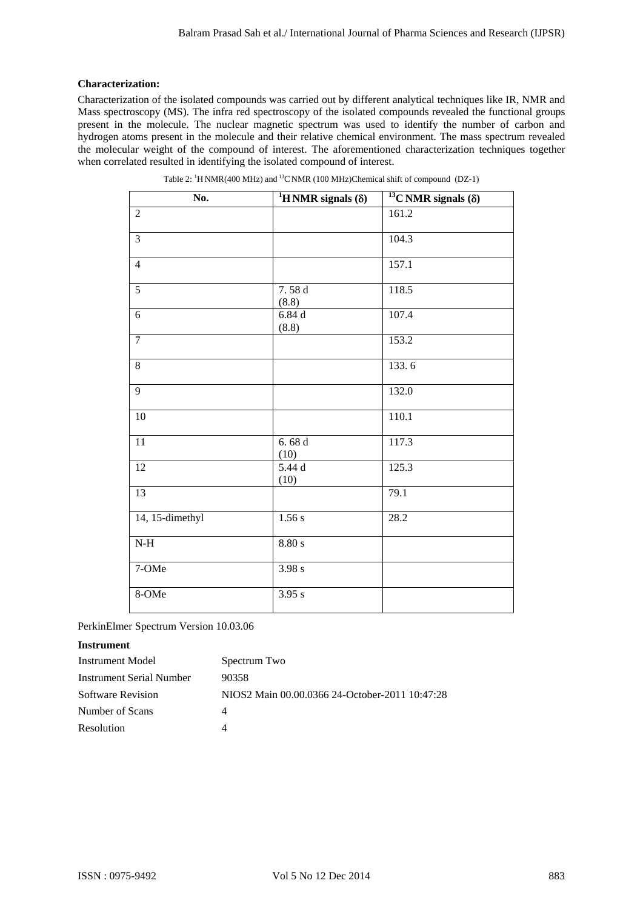**Characterization:**

Characterization of the isolated compounds was carried out by different analytical techniques like IR, NMR and Mass spectroscopy (MS). The infra red spectroscopy of the isolated compounds revealed the functional groups present in the molecule. The nuclear magnetic spectrum was used to identify the number of carbon and hydrogen atoms present in the molecule and their relative chemical environment. The mass spectrum revealed the molecular weight of the compound of interest. The aforementioned characterization techniques together when correlated resulted in identifying the isolated compound of interest.

Table 2: $^{1}$H NMR(400 MHz) and $^{13}$C NMR (100 MHz)Chemical shift of compound (DZ-1)

| No. | $^{1}$H NMR signals (δ) | $^{13}$C NMR signals (δ) |
|---|---|---|
| 2 | | 161.2 |
| 3 | | 104.3 |
| 4 | | 157.1 |
| 5 | 7. 58 d (8.8) | 118.5 |
| 6 | 6.84 d (8.8) | 107.4 |
| 7 | | 153.2 |
| 8 | | 133. 6 |
| 9 | | 132.0 |
| 10 | | 110.1 |
| 11 | 6. 68 d (10) | 117.3 |
| 12 | 5.44 d (10) | 125.3 |
| 13 | | 79.1 |
| 14, 15-dimethyl | 1.56 s | 28.2 |
| N-H | 8.80 s | |
| 7-OMe | 3.98 s | |
| 8-OMe | 3.95 s | |

PerkinElmer Spectrum Version 10.03.06

**Instrument**

| | |
|---|---|
| Instrument Model | Spectrum Two |
| Instrument Serial Number | 90358 |
| Software Revision | NIOS2 Main 00.00.0366 24-October-2011 10:47:28 |
| Number of Scans | 4 |
| Resolution | 4 |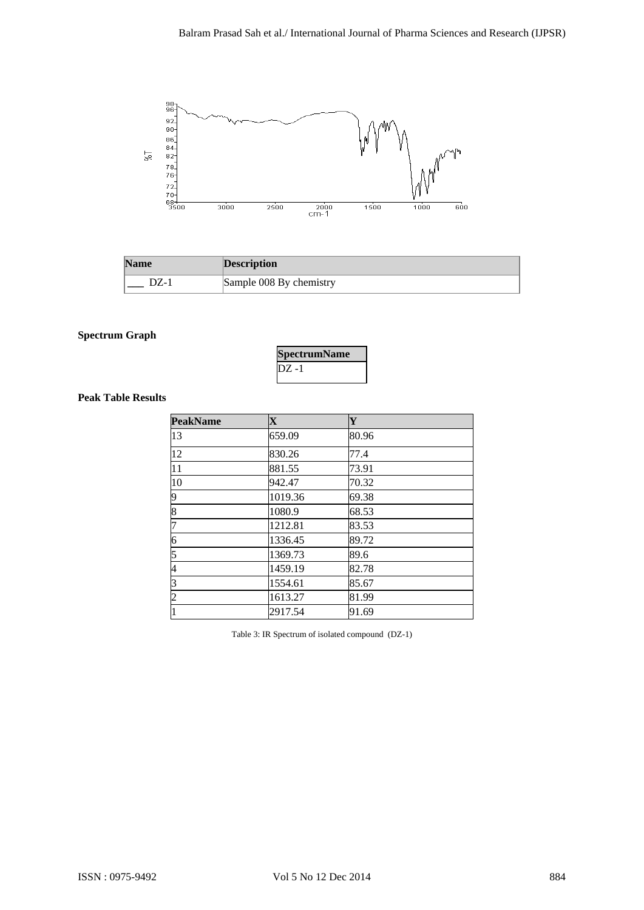| Name | Description |
| --- | --- |
| ___ DZ-1 | Sample 008 By chemistry |

**Spectrum Graph**

| SpectrumName |
| --- |
| DZ -1 |

**Peak Table Results**

| PeakName | X | Y |
| --- | --- | --- |
| 13 | 659.09 | 80.96 |
| 12 | 830.26 | 77.4 |
| 11 | 881.55 | 73.91 |
| 10 | 942.47 | 70.32 |
| 9 | 1019.36 | 69.38 |
| 8 | 1080.9 | 68.53 |
| 7 | 1212.81 | 83.53 |
| 6 | 1336.45 | 89.72 |
| 5 | 1369.73 | 89.6 |
| 4 | 1459.19 | 82.78 |
| 3 | 1554.61 | 85.67 |
| 2 | 1613.27 | 81.99 |
| 1 | 2917.54 | 91.69 |

Table 3: IR Spectrum of isolated compound (DZ-1)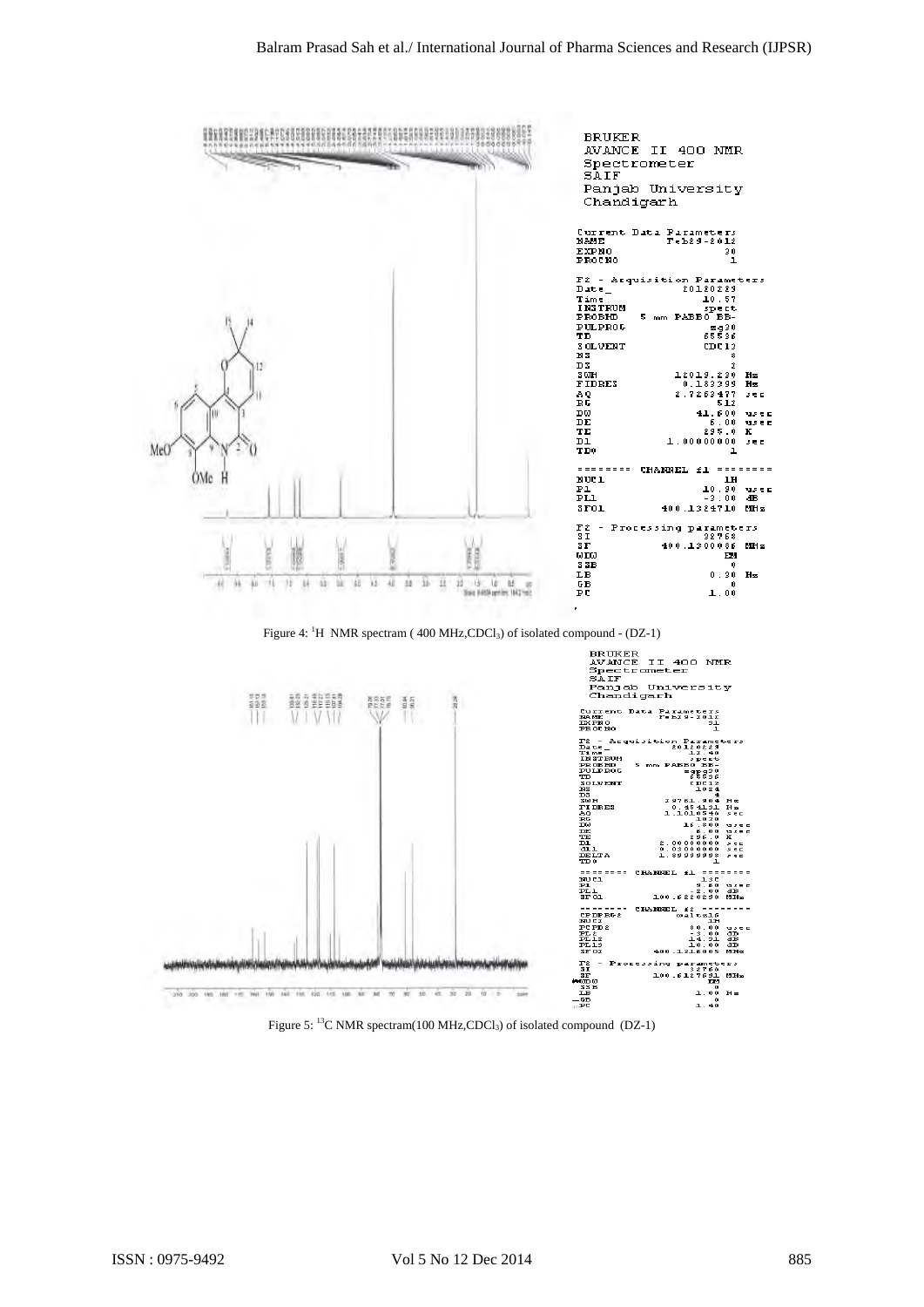BRUKER
AVANCE II 400 NMR
Spectrometer
SAIF
Panjab University
Chandigarh

Current Data Parameters
NAME Feb29-2012
EXPNO 30
PROCNO 1

F2 - Acquisition Parameters
Date_ 20120229
Time 10.57
INSTRUM spect
PROBHD 5 mm PABBO BB-
PULPROG zg30
TD 65536
SOLVENT CDCl3
NS 8
DS 2
SWH 12019.230 Hz
FIDRES 0.183399 Hz
AQ 2.7263477 sec
RG 512
DW 41.600 usec
DE 6.00 usec
TE 295.0 K
D1 1.00000000 sec
TD0 1

======== CHANNEL f1 ========
NUC1 1H
P1 10.90 usec
PL1 -3.00 dB
SFO1 400.1324710 MHz

F2 - Processing parameters
SI 32768
SF 400.1300088 MHz
WDW EM
SSB 0
LB 0.30 Hz
GB 0
PC 1.00

Figure 4: $^{1}H$ NMR spectrum ( 400 MHz, $CDCl_3$) of isolated compound - (DZ-1)

BRUKER
AVANCE II 400 NMR
Spectrometer
SAIF
Panjab University
Chandigarh

Current Data Parameters
NAME Feb29-2012
EXPNO 31
PROCNO 1

F2 - Acquisition Parameters
Date_ 20120229
Time 12.48
INSTRUM spect
PROBHD 5 mm PABBO BB-
PULPROG zgpg30
TD 65536
SOLVENT CDCl3
NS 1024
DS 4
SWH 29761.904 Hz
FIDRES 0.454131 Hz
AQ 1.1010548 sec
RG 1020
DW 16.800 usec
DE 6.00 usec
TE 295.0 K
D1 2.00000000 sec
d11 0.03000000 sec
DELTA 1.89999998 sec
TD0 1

======== CHANNEL f1 ========
NUC1 13C
P1 9.80 usec
PL1 2.00 dB
SFO1 100.6228298 MHz

======== CHANNEL f2 ========
CPDPRG2 waltz16
NUC2 1H
PCPD2 80.00 usec
PL2 -3.00 dB
PL12 14.31 dB
PL13 18.00 dB
SFO2 400.1316005 MHz

F2 - Processing parameters
SI 32768
SF 100.6127691 MHz
WDW EM
SSB 0
LB 1.00 Hz
GB 0
PC 1.40

Figure 5: $^{13}C$ NMR spectrum(100 MHz, $CDCl_3$) of isolated compound (DZ-1)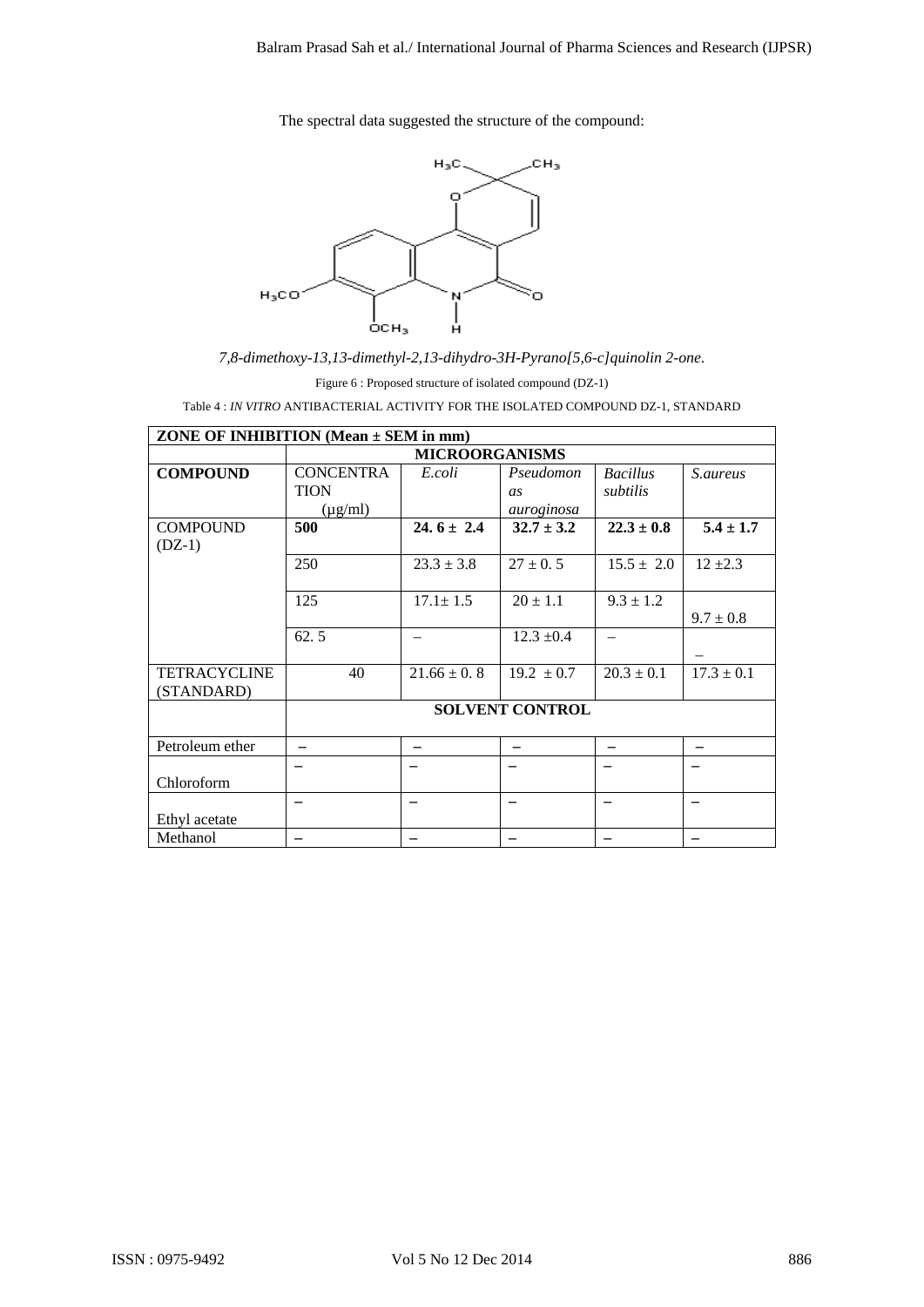The spectral data suggested the structure of the compound:

*7,8-dimethoxy-13,13-dimethyl-2,13-dihydro-3H-Pyrano[5,6-c]quinolin 2-one.*

Figure 6 : Proposed structure of isolated compound (DZ-1)

Table 4 : *IN VITRO* ANTIBACTERIAL ACTIVITY FOR THE ISOLATED COMPOUND DZ-1, STANDARD

| **ZONE OF INHIBITION (Mean ± SEM in mm)** | | | | | |
|---|---|---|---|---|---|
| | **MICROORGANISMS** | | | | |
| **COMPOUND** | CONCENTRATION (µg/ml) | *E.coli* | *Pseudomonas auroginosa* | *Bacillus subtilis* | *S.aureus* |
| COMPOUND (DZ-1) | **500** | **24. 6 ± 2.4** | **32.7 ± 3.2** | **22.3 ± 0.8** | **5.4 ± 1.7** |
| | 250 | 23.3 ± 3.8 | 27 ± 0. 5 | 15.5 ± 2.0 | 12 ±2.3 |
| | 125 | 17.1± 1.5 | 20 ± 1.1 | 9.3 ± 1.2 | 9.7 ± 0.8 |
| | 62. 5 | – | 12.3 ±0.4 | – | – |
| TETRACYCLINE (STANDARD) | 40 | 21.66 ± 0. 8 | 19.2 ± 0.7 | 20.3 ± 0.1 | 17.3 ± 0.1 |
| | **SOLVENT CONTROL** | | | | |
| Petroleum ether | – | – | – | – | – |
| Chloroform | – | – | – | – | – |
| Ethyl acetate | – | – | – | – | – |
| Methanol | – | – | – | – | – |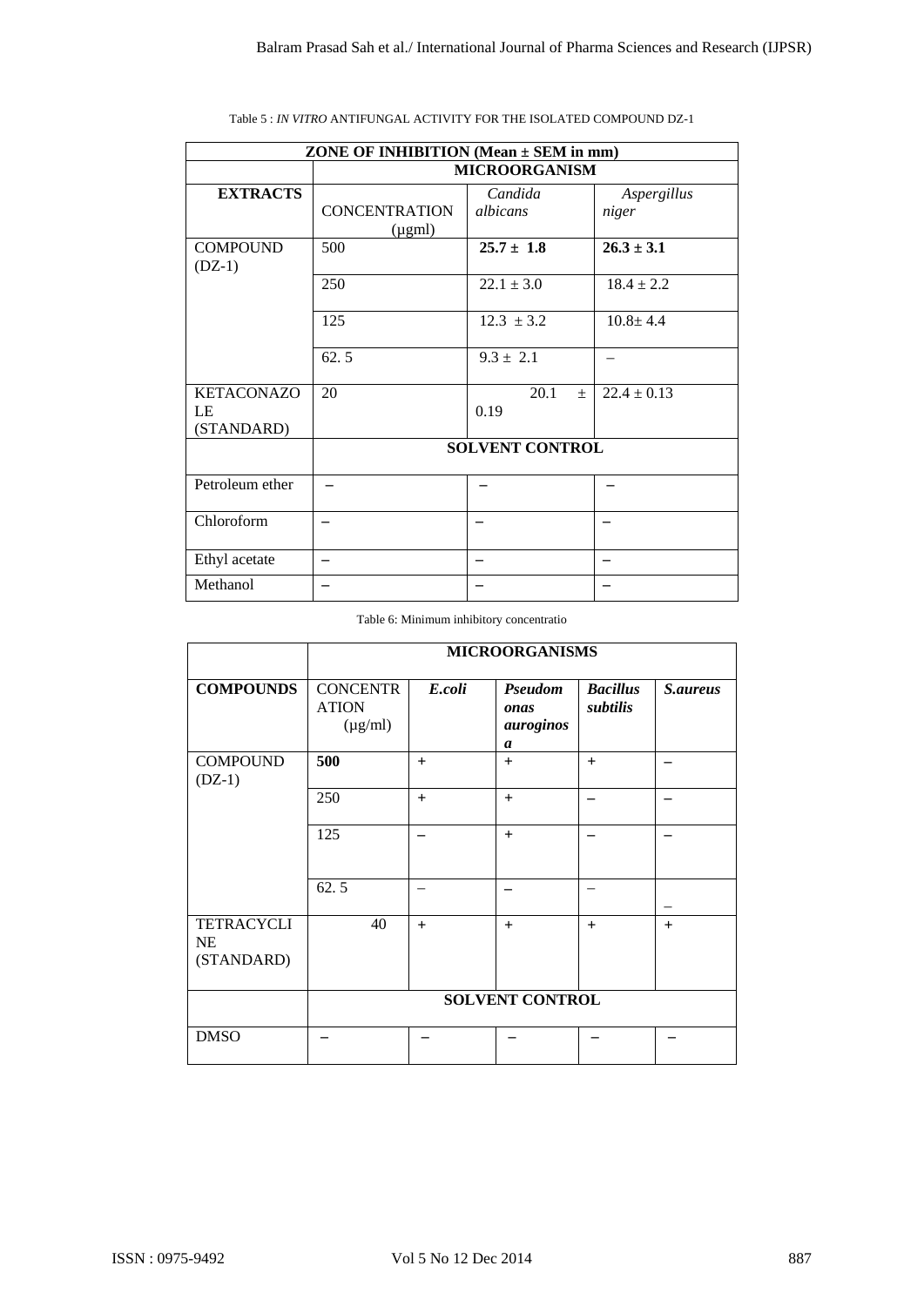Table 5 : *IN VITRO* ANTIFUNGAL ACTIVITY FOR THE ISOLATED COMPOUND DZ-1

| ZONE OF INHIBITION (Mean ± SEM in mm) | | | |
|---|---|---|---|
| | **MICROORGANISM** | | |
| **EXTRACTS** | CONCENTRATION (µgml) | *Candida albicans* | *Aspergillus niger* |
| COMPOUND (DZ-1) | 500 | **25.7 ± 1.8** | **26.3 ± 3.1** |
| | 250 | 22.1 ± 3.0 | 18.4 ± 2.2 |
| | 125 | 12.3 ± 3.2 | 10.8± 4.4 |
| | 62. 5 | 9.3 ± 2.1 | – |
| KETACONAZOLE (STANDARD) | 20 | 20.1 ± 0.19 | 22.4 ± 0.13 |
| | **SOLVENT CONTROL** | | |
| Petroleum ether | – | – | – |
| Chloroform | – | – | – |
| Ethyl acetate | – | – | – |
| Methanol | – | – | – |

Table 6: Minimum inhibitory concentratio

| | **MICROORGANISMS** | | | | |
|---|---|---|---|---|---|
| **COMPOUNDS** | **CONCENTRATION** (µg/ml) | ***E.coli*** | ***Pseudomonas auroginosa*** | ***Bacillus subtilis*** | ***S.aureus*** |
| COMPOUND (DZ-1) | **500** | + | + | + | – |
| | 250 | + | + | – | – |
| | 125 | – | + | – | – |
| | 62. 5 | – | – | – | – |
| TETRACYCLINE (STANDARD) | 40 | + | + | + | + |
| | **SOLVENT CONTROL** | | | | |
| DMSO | – | – | – | – | – |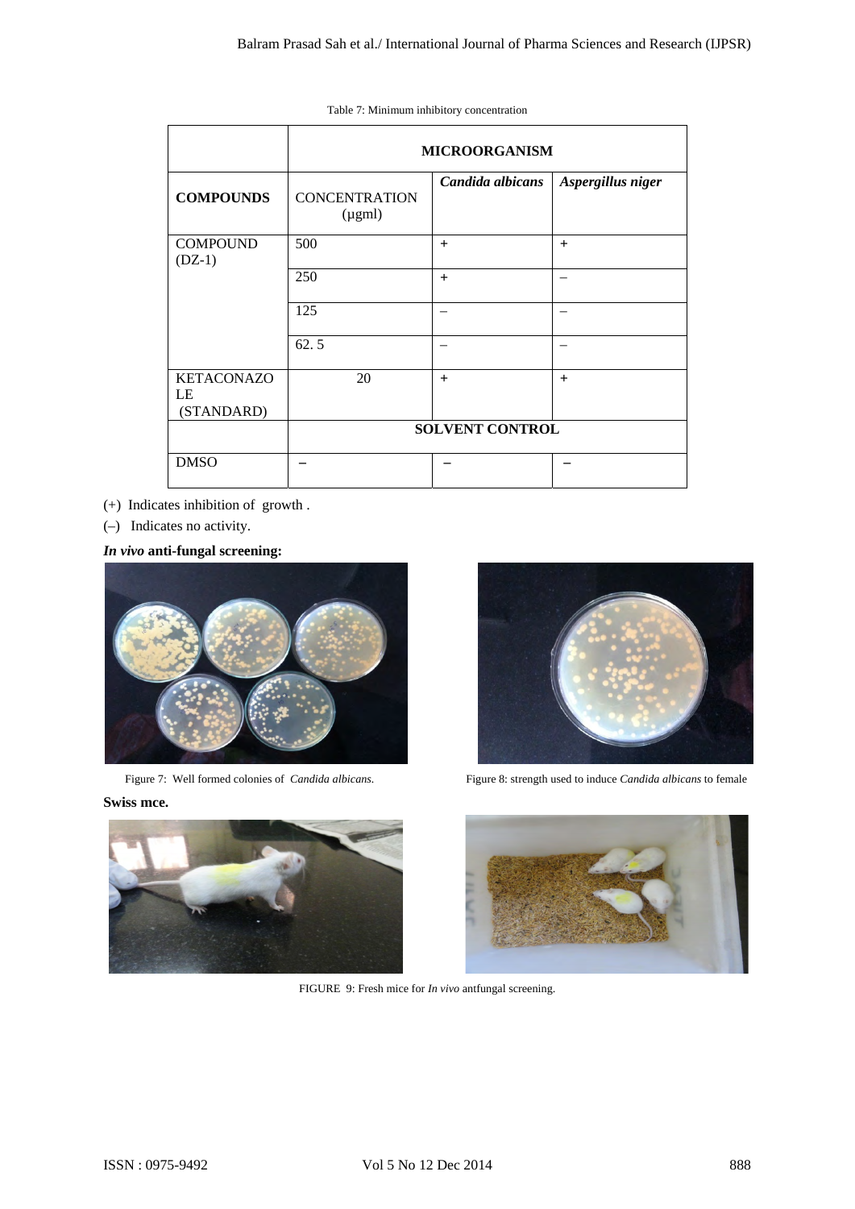Table 7: Minimum inhibitory concentration

| COMPOUNDS | CONCENTRATION (µgml) | MICROORGANISM | |
|---|---|---|---|
| | | *Candida albicans* | *Aspergillus niger* |
| COMPOUND (DZ-1) | 500 | + | + |
| | 250 | + | – |
| | 125 | – | – |
| | 62. 5 | – | – |
| KETACONAZOLE (STANDARD) | 20 | + | + |
| | SOLVENT CONTROL | | |
| DMSO | – | – | – |

(+) Indicates inhibition of growth .

(–) Indicates no activity.

***In vivo* anti-fungal screening:**

Figure 7: Well formed colonies of *Candida albicans*.

Figure 8: strength used to induce *Candida albicans* to female

**Swiss mce.**

FIGURE 9: Fresh mice for *In vivo* antfungal screening.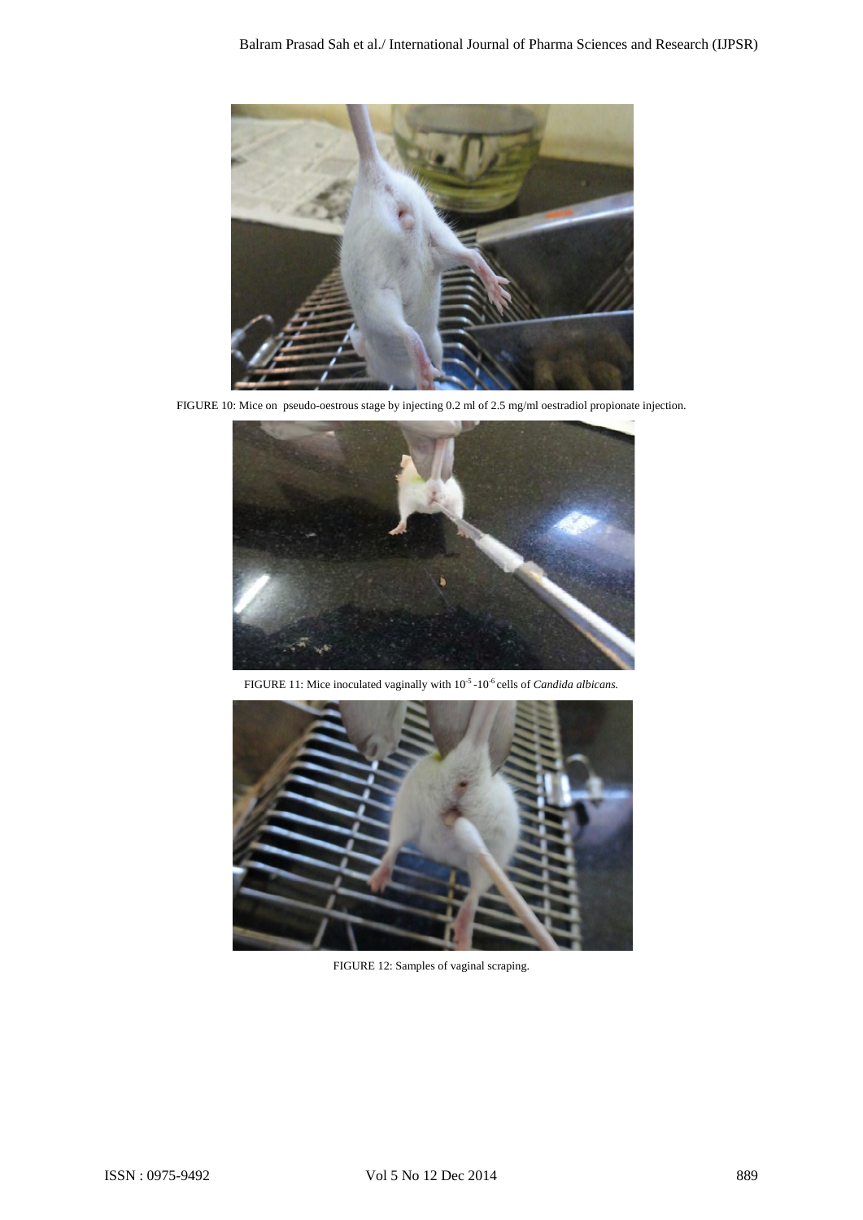FIGURE 10: Mice on pseudo-oestrous stage by injecting 0.2 ml of 2.5 mg/ml oestradiol propionate injection.

FIGURE 11: Mice inoculated vaginally with $10^{-5}$-$10^{-6}$ cells of *Candida albicans.*

FIGURE 12: Samples of vaginal scraping.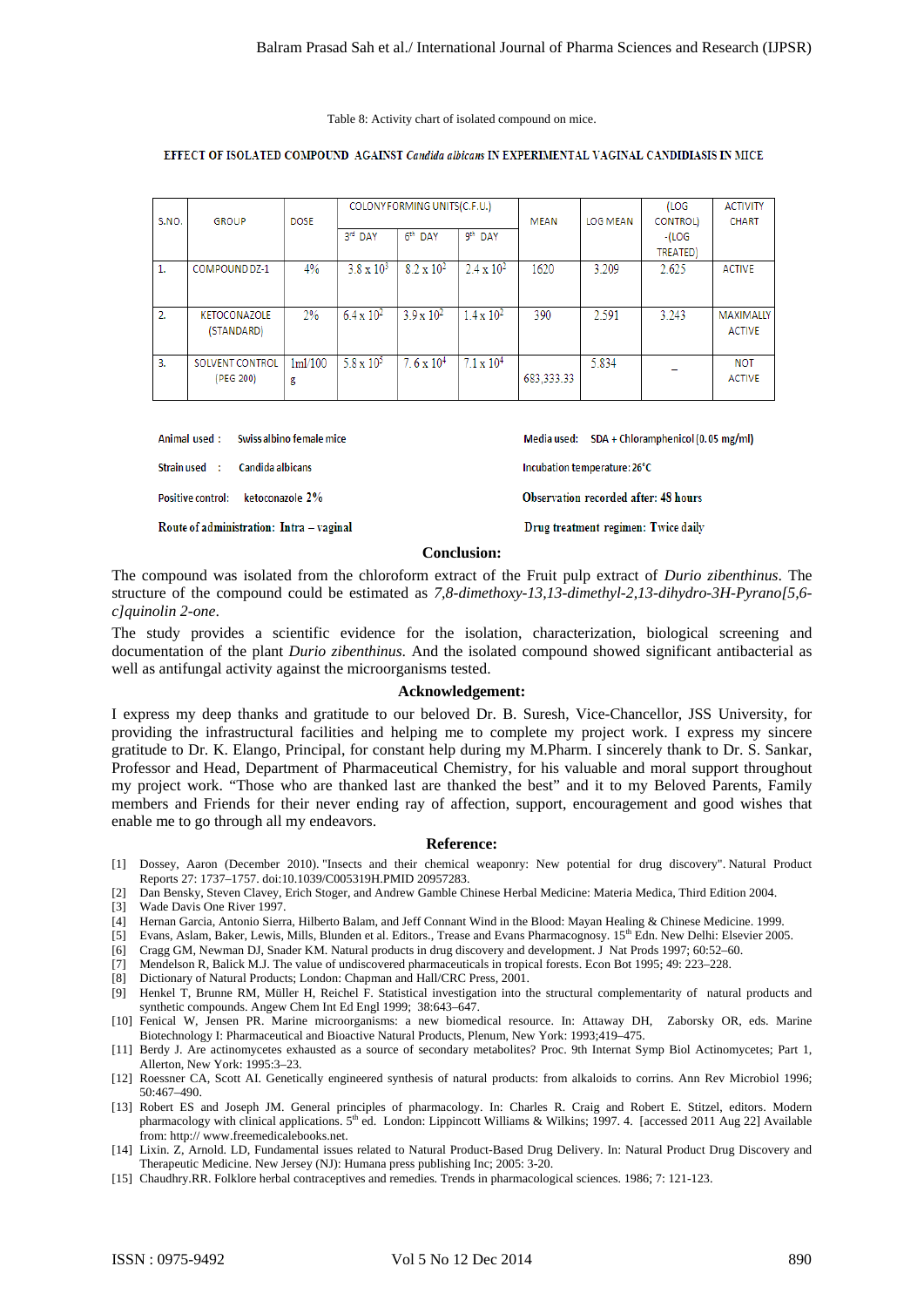Table 8: Activity chart of isolated compound on mice.

EFFECT OF ISOLATED COMPOUND AGAINST *Candida albicans* IN EXPERIMENTAL VAGINAL CANDIDIASIS IN MICE

| S.NO. | GROUP | DOSE | COLONY FORMING UNITS(C.F.U.) | | | MEAN | LOG MEAN | (LOG CONTROL) -(LOG TREATED) | ACTIVITY CHART |
|---|---|---|---|---|---|---|---|---|---|
| | | | 3rd DAY | 6th DAY | 9th DAY | | | | |
| 1. | COMPOUND DZ-1 | 4% | $3.8 \times 10^3$ | $8.2 \times 10^2$ | $2.4 \times 10^2$ | 1620 | 3.209 | 2.625 | ACTIVE |
| 2. | KETOCONAZOLE (STANDARD) | 2% | $6.4 \times 10^2$ | $3.9 \times 10^2$ | $1.4 \times 10^2$ | 390 | 2.591 | 3.243 | MAXIMALLY ACTIVE |
| 3. | SOLVENT CONTROL (PEG 200) | 1ml/100 g | $5.8 \times 10^5$ | $7.6 \times 10^4$ | $7.1 \times 10^4$ | 683,333.33 | 5.834 | _ | NOT ACTIVE |

Animal used : Swiss albino female mice

Strain used : Candida albicans

Positive control: ketoconazole 2%

Route of administration: Intra – vaginal

Media used: SDA + Chloramphenicol (0.05 mg/ml)

Incubation temperature: 26°C

Observation recorded after: 48 hours

Drug treatment regimen: Twice daily

## Conclusion:

The compound was isolated from the chloroform extract of the Fruit pulp extract of *Durio zibenthinus*. The structure of the compound could be estimated as *7,8-dimethoxy-13,13-dimethyl-2,13-dihydro-3H-Pyrano[5,6-c]quinolin 2-one*.

The study provides a scientific evidence for the isolation, characterization, biological screening and documentation of the plant *Durio zibenthinus*. And the isolated compound showed significant antibacterial as well as antifungal activity against the microorganisms tested.

## Acknowledgement:

I express my deep thanks and gratitude to our beloved Dr. B. Suresh, Vice-Chancellor, JSS University, for providing the infrastructural facilities and helping me to complete my project work. I express my sincere gratitude to Dr. K. Elango, Principal, for constant help during my M.Pharm. I sincerely thank to Dr. S. Sankar, Professor and Head, Department of Pharmaceutical Chemistry, for his valuable and moral support throughout my project work. "Those who are thanked last are thanked the best" and it to my Beloved Parents, Family members and Friends for their never ending ray of affection, support, encouragement and good wishes that enable me to go through all my endeavors.

## Reference:

[1] Dossey, Aaron (December 2010). "Insects and their chemical weaponry: New potential for drug discovery". Natural Product Reports 27: 1737–1757. doi:10.1039/C005319H.PMID 20957283.
[2] Dan Bensky, Steven Clavey, Erich Stoger, and Andrew Gamble Chinese Herbal Medicine: Materia Medica, Third Edition 2004.
[3] Wade Davis One River 1997.
[4] Hernan Garcia, Antonio Sierra, Hilberto Balam, and Jeff Connant Wind in the Blood: Mayan Healing & Chinese Medicine. 1999.
[5] Evans, Aslam, Baker, Lewis, Mills, Blunden et al. Editors., Trease and Evans Pharmacognosy. 15th Edn. New Delhi: Elsevier 2005.
[6] Cragg GM, Newman DJ, Snader KM. Natural products in drug discovery and development. J Nat Prods 1997; 60:52–60.
[7] Mendelson R, Balick M.J. The value of undiscovered pharmaceuticals in tropical forests. Econ Bot 1995; 49: 223–228.
[8] Dictionary of Natural Products; London: Chapman and Hall/CRC Press, 2001.
[9] Henkel T, Brunne RM, Müller H, Reichel F. Statistical investigation into the structural complementarity of natural products and synthetic compounds. Angew Chem Int Ed Engl 1999; 38:643–647.
[10] Fenical W, Jensen PR. Marine microorganisms: a new biomedical resource. In: Attaway DH, Zaborsky OR, eds. Marine Biotechnology I: Pharmaceutical and Bioactive Natural Products, Plenum, New York: 1993;419–475.
[11] Berdy J. Are actinomycetes exhausted as a source of secondary metabolites? Proc. 9th Internat Symp Biol Actinomycetes; Part 1, Allerton, New York: 1995:3–23.
[12] Roessner CA, Scott AI. Genetically engineered synthesis of natural products: from alkaloids to corrins. Ann Rev Microbiol 1996; 50:467–490.
[13] Robert ES and Joseph JM. General principles of pharmacology. In: Charles R. Craig and Robert E. Stitzel, editors. Modern pharmacology with clinical applications. 5th ed. London: Lippincott Williams & Wilkins; 1997. 4. [accessed 2011 Aug 22] Available from: http:// www.freemedicalebooks.net.
[14] Lixin. Z, Arnold. LD, Fundamental issues related to Natural Product-Based Drug Delivery. In: Natural Product Drug Discovery and Therapeutic Medicine. New Jersey (NJ): Humana press publishing Inc; 2005: 3-20.
[15] Chaudhry.RR. Folklore herbal contraceptives and remedies. Trends in pharmacological sciences. 1986; 7: 121-123.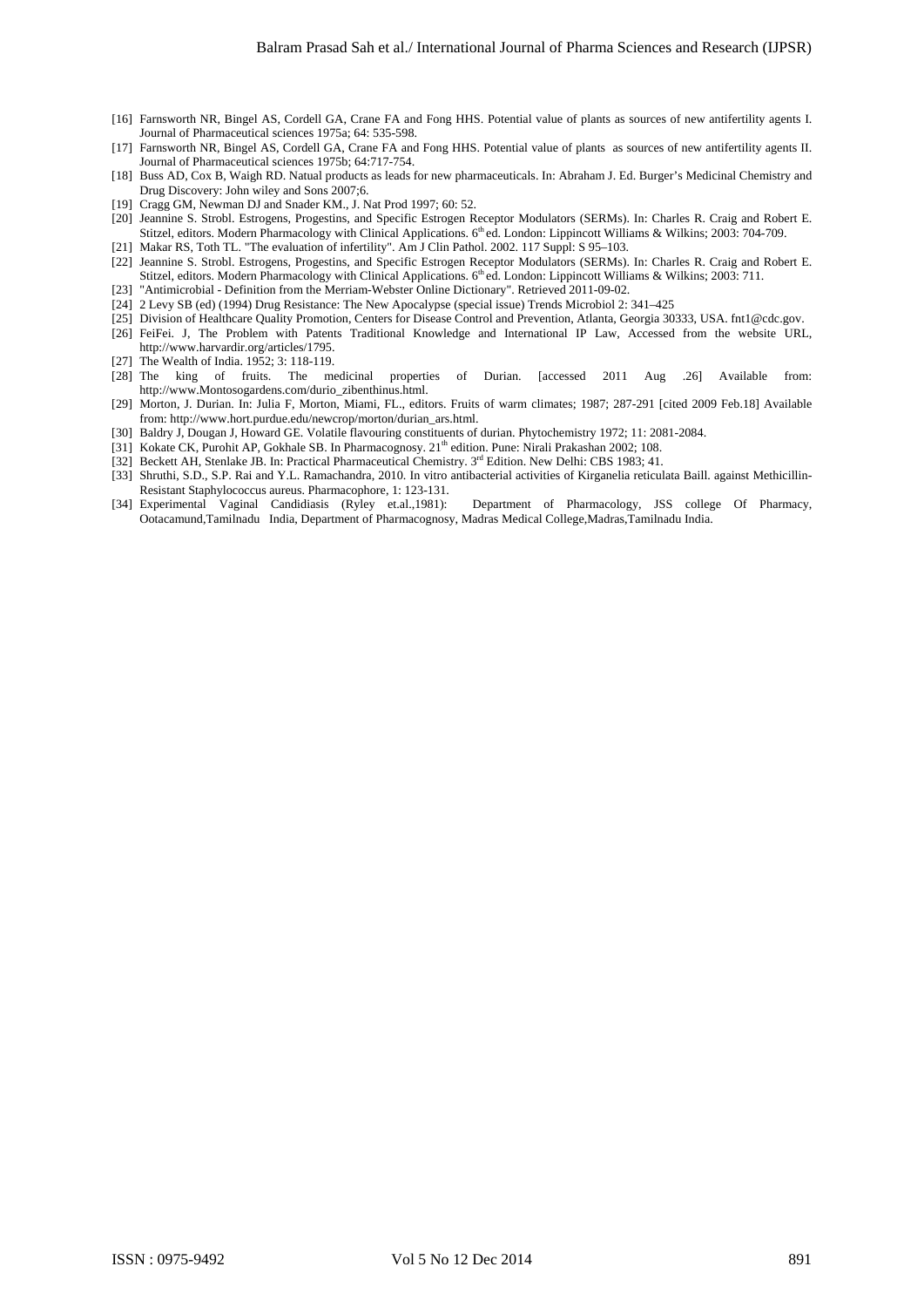[16] Farnsworth NR, Bingel AS, Cordell GA, Crane FA and Fong HHS. Potential value of plants as sources of new antifertility agents I. Journal of Pharmaceutical sciences 1975a; 64: 535-598.

[17] Farnsworth NR, Bingel AS, Cordell GA, Crane FA and Fong HHS. Potential value of plants as sources of new antifertility agents II. Journal of Pharmaceutical sciences 1975b; 64:717-754.

[18] Buss AD, Cox B, Waigh RD. Natual products as leads for new pharmaceuticals. In: Abraham J. Ed. Burger's Medicinal Chemistry and Drug Discovery: John wiley and Sons 2007;6.

[19] Cragg GM, Newman DJ and Snader KM., J. Nat Prod 1997; 60: 52.

[20] Jeannine S. Strobl. Estrogens, Progestins, and Specific Estrogen Receptor Modulators (SERMs). In: Charles R. Craig and Robert E. Stitzel, editors. Modern Pharmacology with Clinical Applications. 6th ed. London: Lippincott Williams & Wilkins; 2003: 704-709.

[21] Makar RS, Toth TL. "The evaluation of infertility". Am J Clin Pathol. 2002. 117 Suppl: S 95–103.

[22] Jeannine S. Strobl. Estrogens, Progestins, and Specific Estrogen Receptor Modulators (SERMs). In: Charles R. Craig and Robert E. Stitzel, editors. Modern Pharmacology with Clinical Applications. 6th ed. London: Lippincott Williams & Wilkins; 2003: 711.

[23] "Antimicrobial - Definition from the Merriam-Webster Online Dictionary". Retrieved 2011-09-02.

[24] 2 Levy SB (ed) (1994) Drug Resistance: The New Apocalypse (special issue) Trends Microbiol 2: 341–425

[25] Division of Healthcare Quality Promotion, Centers for Disease Control and Prevention, Atlanta, Georgia 30333, USA. fnt1@cdc.gov.

[26] FeiFei. J, The Problem with Patents Traditional Knowledge and International IP Law, Accessed from the website URL, http://www.harvardir.org/articles/1795.

[27] The Wealth of India. 1952; 3: 118-119.

[28] The king of fruits. The medicinal properties of Durian. [accessed 2011 Aug .26] Available from: http://www.Montosogardens.com/durio_zibenthinus.html.

[29] Morton, J. Durian. In: Julia F, Morton, Miami, FL., editors. Fruits of warm climates; 1987; 287-291 [cited 2009 Feb.18] Available from: http://www.hort.purdue.edu/newcrop/morton/durian_ars.html.

[30] Baldry J, Dougan J, Howard GE. Volatile flavouring constituents of durian. Phytochemistry 1972; 11: 2081-2084.

[31] Kokate CK, Purohit AP, Gokhale SB. In Pharmacognosy. 21th edition. Pune: Nirali Prakashan 2002; 108.

[32] Beckett AH, Stenlake JB. In: Practical Pharmaceutical Chemistry. 3rd Edition. New Delhi: CBS 1983; 41.

[33] Shruthi, S.D., S.P. Rai and Y.L. Ramachandra, 2010. In vitro antibacterial activities of Kirganelia reticulata Baill. against Methicillin-Resistant Staphylococcus aureus. Pharmacophore, 1: 123-131.

[34] Experimental Vaginal Candidiasis (Ryley et.al.,1981): Department of Pharmacology, JSS college Of Pharmacy, Ootacamund,Tamilnadu India, Department of Pharmacognosy, Madras Medical College,Madras,Tamilnadu India.